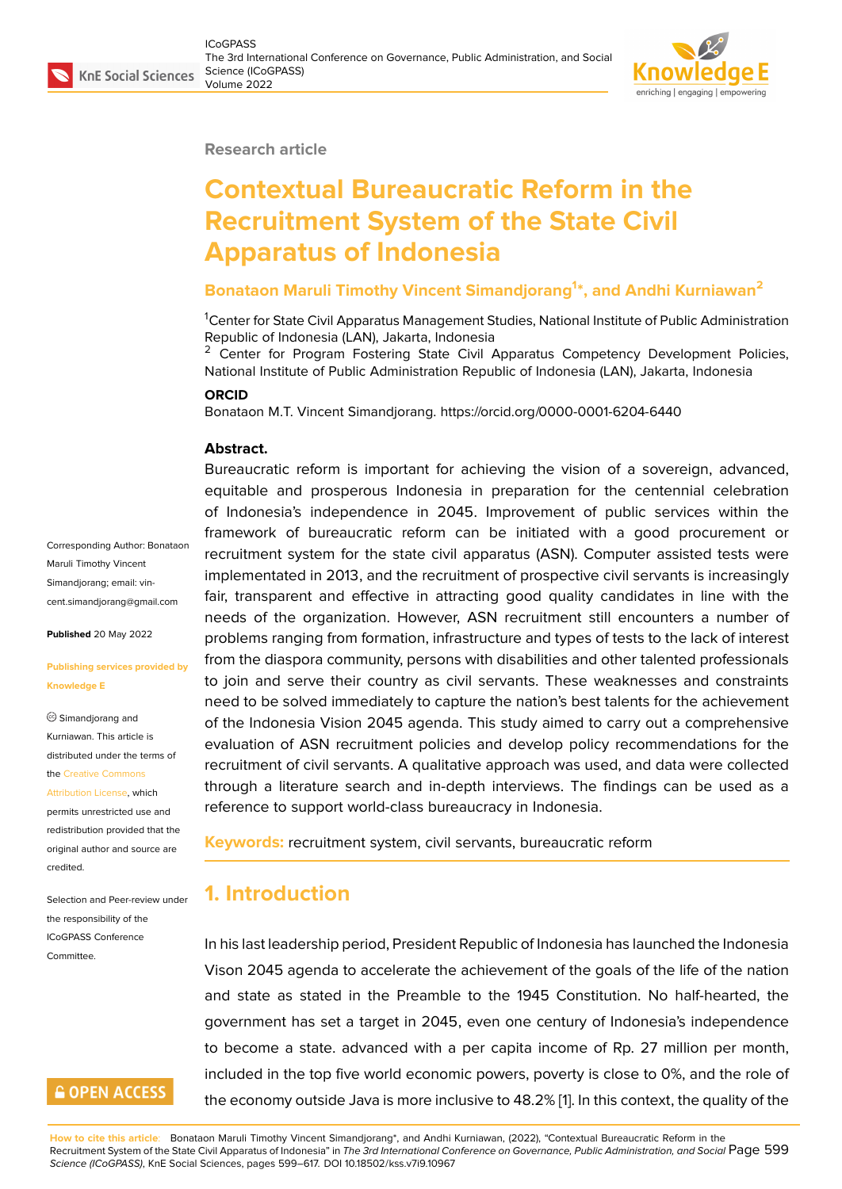Research article

# Contextual Bureaucratic Reform in the Recruitment System of the State Civil Apparatus of Indonesia

**Bonataon Maruli Timothy Vincent Simandjorang[1]*, and Andhi Kurniawan[2]**

[1]Center for State Civil Apparatus Management Studies, National Institute of Public Administration Republic of Indonesia (LAN), Jakarta, Indonesia
[2] Center for Program Fostering State Civil Apparatus Competency Development Policies, National Institute of Public Administration Republic of Indonesia (LAN), Jakarta, Indonesia

**ORCID**
Bonataon M.T. Vincent Simandjorang. https://orcid.org/0000-0001-6204-6440

Corresponding Author: Bonataon Maruli Timothy Vincent Simandjorang; email: vincent.simandjorang@gmail.com

**Published** 20 May 2022

**Publishing services provided by Knowledge E**

© Simandjorang and Kurniawan. This article is distributed under the terms of the Creative Commons Attribution License, which permits unrestricted use and redistribution provided that the original author and source are credited.

Selection and Peer-review under the responsibility of the ICoGPASS Conference Committee.

**Abstract.**
Bureaucratic reform is important for achieving the vision of a sovereign, advanced, equitable and prosperous Indonesia in preparation for the centennial celebration of Indonesia's independence in 2045. Improvement of public services within the framework of bureaucratic reform can be initiated with a good procurement or recruitment system for the state civil apparatus (ASN). Computer assisted tests were implementated in 2013, and the recruitment of prospective civil servants is increasingly fair, transparent and effective in attracting good quality candidates in line with the needs of the organization. However, ASN recruitment still encounters a number of problems ranging from formation, infrastructure and types of tests to the lack of interest from the diaspora community, persons with disabilities and other talented professionals to join and serve their country as civil servants. These weaknesses and constraints need to be solved immediately to capture the nation's best talents for the achievement of the Indonesia Vision 2045 agenda. This study aimed to carry out a comprehensive evaluation of ASN recruitment policies and develop policy recommendations for the recruitment of civil servants. A qualitative approach was used, and data were collected through a literature search and in-depth interviews. The findings can be used as a reference to support world-class bureaucracy in Indonesia.

**Keywords:** recruitment system, civil servants, bureaucratic reform

## 1. Introduction

In his last leadership period, President Republic of Indonesia has launched the Indonesia Vison 2045 agenda to accelerate the achievement of the goals of the life of the nation and state as stated in the Preamble to the 1945 Constitution. No half-hearted, the government has set a target in 2045, even one century of Indonesia's independence to become a state. advanced with a per capita income of Rp. 27 million per month, included in the top five world economic powers, poverty is close to 0%, and the role of the economy outside Java is more inclusive to 48.2% [1]. In this context, the quality of the

**How to cite this article**: Bonataon Maruli Timothy Vincent Simandjorang*, and Andhi Kurniawan, (2022), "Contextual Bureaucratic Reform in the Recruitment System of the State Civil Apparatus of Indonesia" in *The 3rd International Conference on Governance, Public Administration, and Social Science (ICoGPASS)*, KnE Social Sciences, pages 599–617. DOI 10.18502/kss.v7i9.10967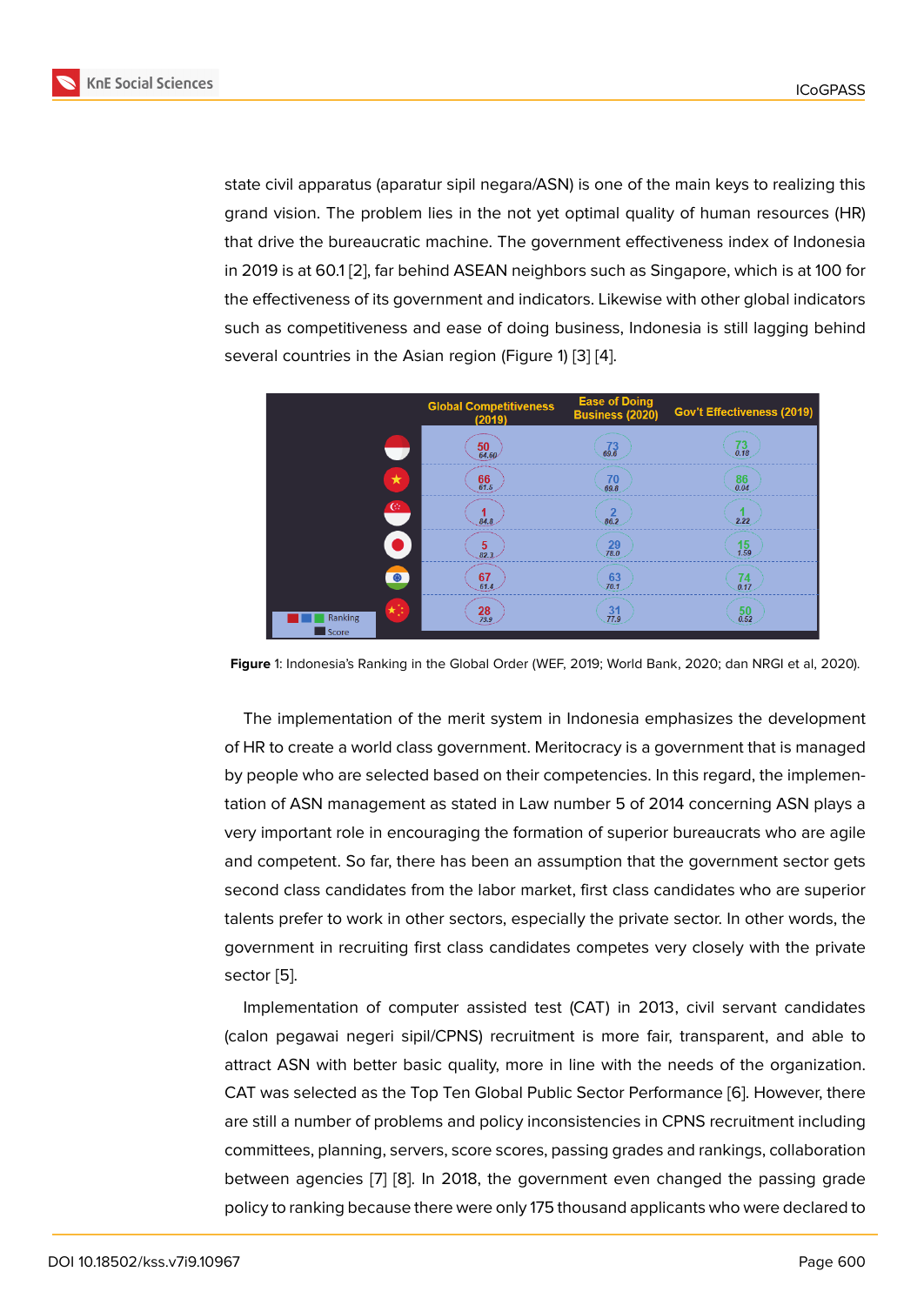state civil apparatus (aparatur sipil negara/ASN) is one of the main keys to realizing this grand vision. The problem lies in the not yet optimal quality of human resources (HR) that drive the bureaucratic machine. The government effectiveness index of Indonesia in 2019 is at 60.1 [2], far behind ASEAN neighbors such as Singapore, which is at 100 for the effectiveness of its government and indicators. Likewise with other global indicators such as competitiveness and ease of doing business, Indonesia is still lagging behind several countries in the Asian region (Figure 1) [3] [4].

Global Competitiveness (2019)
Ease of Doing Business (2020)
Gov't Effectiveness (2019)

50 64.60
73 69.6
73 0.18

66 61.5
70 69.8
86 0.04

1 84.8
2 86.2
1 2.22

5 82.3
29 78.0
15 1.59

67 61.4
63 70.1
74 0.17

28 73.9
31 77.9
50 0.52

Ranking
Score

**Figure** 1: Indonesia's Ranking in the Global Order (WEF, 2019; World Bank, 2020; dan NRGI et al, 2020).

The implementation of the merit system in Indonesia emphasizes the development of HR to create a world class government. Meritocracy is a government that is managed by people who are selected based on their competencies. In this regard, the implementation of ASN management as stated in Law number 5 of 2014 concerning ASN plays a very important role in encouraging the formation of superior bureaucrats who are agile and competent. So far, there has been an assumption that the government sector gets second class candidates from the labor market, first class candidates who are superior talents prefer to work in other sectors, especially the private sector. In other words, the government in recruiting first class candidates competes very closely with the private sector [5].

Implementation of computer assisted test (CAT) in 2013, civil servant candidates (calon pegawai negeri sipil/CPNS) recruitment is more fair, transparent, and able to attract ASN with better basic quality, more in line with the needs of the organization. CAT was selected as the Top Ten Global Public Sector Performance [6]. However, there are still a number of problems and policy inconsistencies in CPNS recruitment including committees, planning, servers, score scores, passing grades and rankings, collaboration between agencies [7] [8]. In 2018, the government even changed the passing grade policy to ranking because there were only 175 thousand applicants who were declared to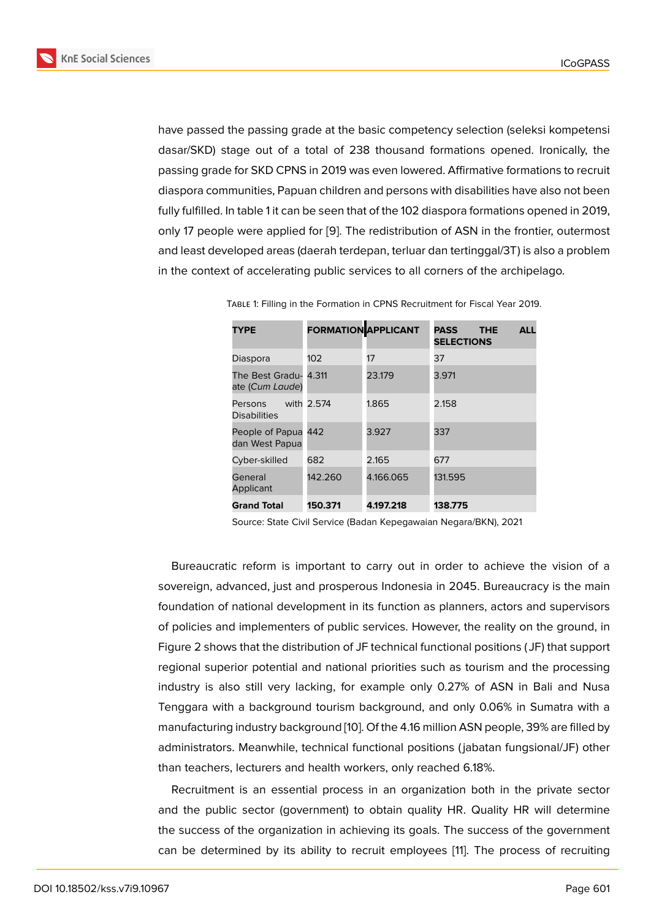have passed the passing grade at the basic competency selection (seleksi kompetensi dasar/SKD) stage out of a total of 238 thousand formations opened. Ironically, the passing grade for SKD CPNS in 2019 was even lowered. Affirmative formations to recruit diaspora communities, Papuan children and persons with disabilities have also not been fully fulfilled. In table 1 it can be seen that of the 102 diaspora formations opened in 2019, only 17 people were applied for [9]. The redistribution of ASN in the frontier, outermost and least developed areas (daerah terdepan, terluar dan tertinggal/3T) is also a problem in the context of accelerating public services to all corners of the archipelago.

Table 1: Filling in the Formation in CPNS Recruitment for Fiscal Year 2019.

| TYPE | FORMATION | APPLICANT | PASS THE ALL SELECTIONS |
|---|---|---|---|
| Diaspora | 102 | 17 | 37 |
| The Best Graduate (*Cum Laude*) | 4.311 | 23.179 | 3.971 |
| Persons with Disabilities | 2.574 | 1.865 | 2.158 |
| People of Papua dan West Papua | 442 | 3.927 | 337 |
| Cyber-skilled | 682 | 2.165 | 677 |
| General Applicant | 142.260 | 4.166.065 | 131.595 |
| **Grand Total** | **150.371** | **4.197.218** | **138.775** |

Source: State Civil Service (Badan Kepegawaian Negara/BKN), 2021

Bureaucratic reform is important to carry out in order to achieve the vision of a sovereign, advanced, just and prosperous Indonesia in 2045. Bureaucracy is the main foundation of national development in its function as planners, actors and supervisors of policies and implementers of public services. However, the reality on the ground, in Figure 2 shows that the distribution of JF technical functional positions (JF) that support regional superior potential and national priorities such as tourism and the processing industry is also still very lacking, for example only 0.27% of ASN in Bali and Nusa Tenggara with a background tourism background, and only 0.06% in Sumatra with a manufacturing industry background [10]. Of the 4.16 million ASN people, 39% are filled by administrators. Meanwhile, technical functional positions (jabatan fungsional/JF) other than teachers, lecturers and health workers, only reached 6.18%.

Recruitment is an essential process in an organization both in the private sector and the public sector (government) to obtain quality HR. Quality HR will determine the success of the organization in achieving its goals. The success of the government can be determined by its ability to recruit employees [11]. The process of recruiting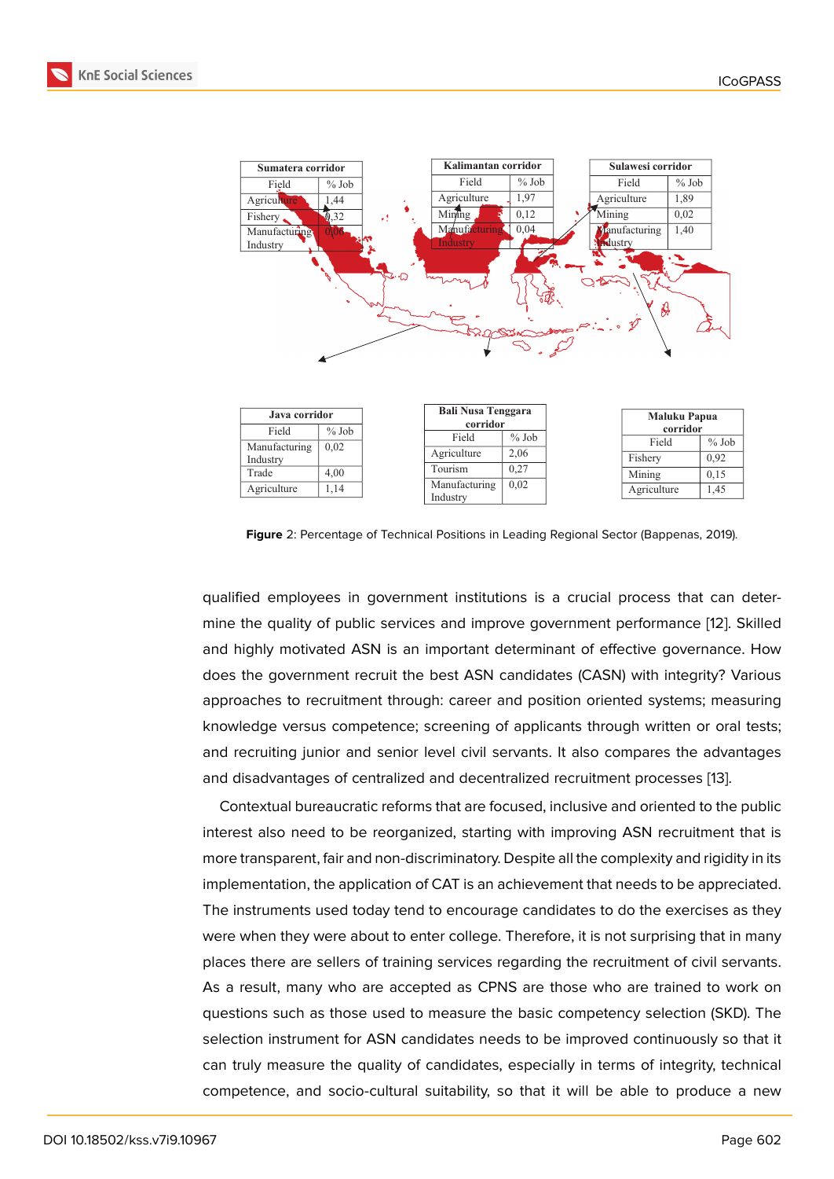| Sumatera corridor | |
|---|---|
| Field | % Job |
| Agriculture | 1,44 |
| Fishery | 0,32 |
| Manufacturing Industry | 0,06 |

| Kalimantan corridor | |
|---|---|
| Field | % Job |
| Agriculture | 1,97 |
| Mining | 0,12 |
| Manufacturing Industry | 0,04 |

| Sulawesi corridor | |
|---|---|
| Field | % Job |
| Agriculture | 1,89 |
| Mining | 0,02 |
| Manufacturing Industry | 1,40 |

| Java corridor | |
|---|---|
| Field | % Job |
| Manufacturing Industry | 0,02 |
| Trade | 4,00 |
| Agriculture | 1,14 |

| Bali Nusa Tenggara corridor | |
|---|---|
| Field | % Job |
| Agriculture | 2,06 |
| Tourism | 0,27 |
| Manufacturing Industry | 0,02 |

| Maluku Papua corridor | |
|---|---|
| Field | % Job |
| Fishery | 0,92 |
| Mining | 0,15 |
| Agriculture | 1,45 |

**Figure** 2: Percentage of Technical Positions in Leading Regional Sector (Bappenas, 2019).

qualified employees in government institutions is a crucial process that can determine the quality of public services and improve government performance [12]. Skilled and highly motivated ASN is an important determinant of effective governance. How does the government recruit the best ASN candidates (CASN) with integrity? Various approaches to recruitment through: career and position oriented systems; measuring knowledge versus competence; screening of applicants through written or oral tests; and recruiting junior and senior level civil servants. It also compares the advantages and disadvantages of centralized and decentralized recruitment processes [13].

Contextual bureaucratic reforms that are focused, inclusive and oriented to the public interest also need to be reorganized, starting with improving ASN recruitment that is more transparent, fair and non-discriminatory. Despite all the complexity and rigidity in its implementation, the application of CAT is an achievement that needs to be appreciated. The instruments used today tend to encourage candidates to do the exercises as they were when they were about to enter college. Therefore, it is not surprising that in many places there are sellers of training services regarding the recruitment of civil servants. As a result, many who are accepted as CPNS are those who are trained to work on questions such as those used to measure the basic competency selection (SKD). The selection instrument for ASN candidates needs to be improved continuously so that it can truly measure the quality of candidates, especially in terms of integrity, technical competence, and socio-cultural suitability, so that it will be able to produce a new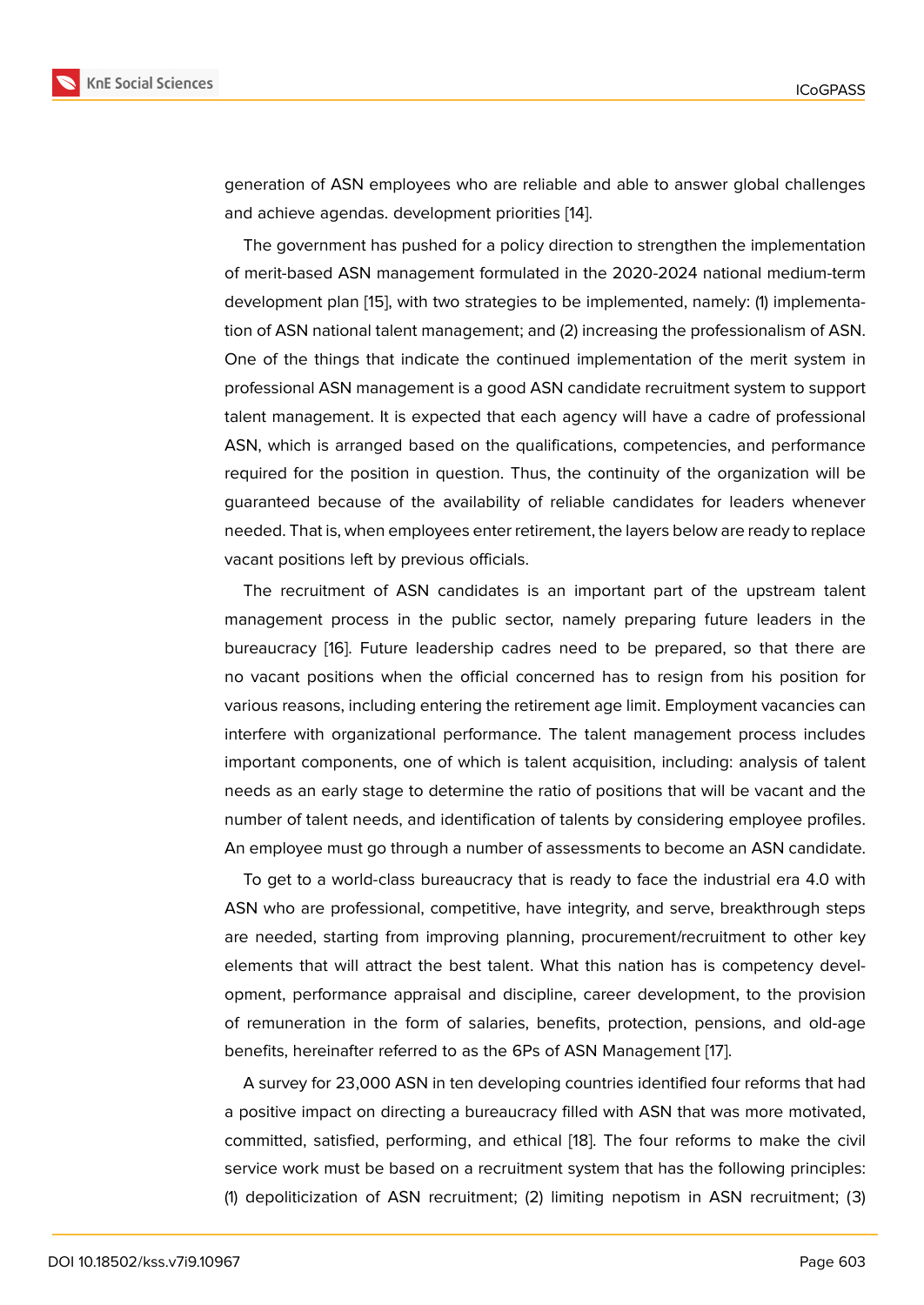generation of ASN employees who are reliable and able to answer global challenges and achieve agendas. development priorities [14].

The government has pushed for a policy direction to strengthen the implementation of merit-based ASN management formulated in the 2020-2024 national medium-term development plan [15], with two strategies to be implemented, namely: (1) implementation of ASN national talent management; and (2) increasing the professionalism of ASN. One of the things that indicate the continued implementation of the merit system in professional ASN management is a good ASN candidate recruitment system to support talent management. It is expected that each agency will have a cadre of professional ASN, which is arranged based on the qualifications, competencies, and performance required for the position in question. Thus, the continuity of the organization will be guaranteed because of the availability of reliable candidates for leaders whenever needed. That is, when employees enter retirement, the layers below are ready to replace vacant positions left by previous officials.

The recruitment of ASN candidates is an important part of the upstream talent management process in the public sector, namely preparing future leaders in the bureaucracy [16]. Future leadership cadres need to be prepared, so that there are no vacant positions when the official concerned has to resign from his position for various reasons, including entering the retirement age limit. Employment vacancies can interfere with organizational performance. The talent management process includes important components, one of which is talent acquisition, including: analysis of talent needs as an early stage to determine the ratio of positions that will be vacant and the number of talent needs, and identification of talents by considering employee profiles. An employee must go through a number of assessments to become an ASN candidate.

To get to a world-class bureaucracy that is ready to face the industrial era 4.0 with ASN who are professional, competitive, have integrity, and serve, breakthrough steps are needed, starting from improving planning, procurement/recruitment to other key elements that will attract the best talent. What this nation has is competency development, performance appraisal and discipline, career development, to the provision of remuneration in the form of salaries, benefits, protection, pensions, and old-age benefits, hereinafter referred to as the 6Ps of ASN Management [17].

A survey for 23,000 ASN in ten developing countries identified four reforms that had a positive impact on directing a bureaucracy filled with ASN that was more motivated, committed, satisfied, performing, and ethical [18]. The four reforms to make the civil service work must be based on a recruitment system that has the following principles: (1) depoliticization of ASN recruitment; (2) limiting nepotism in ASN recruitment; (3)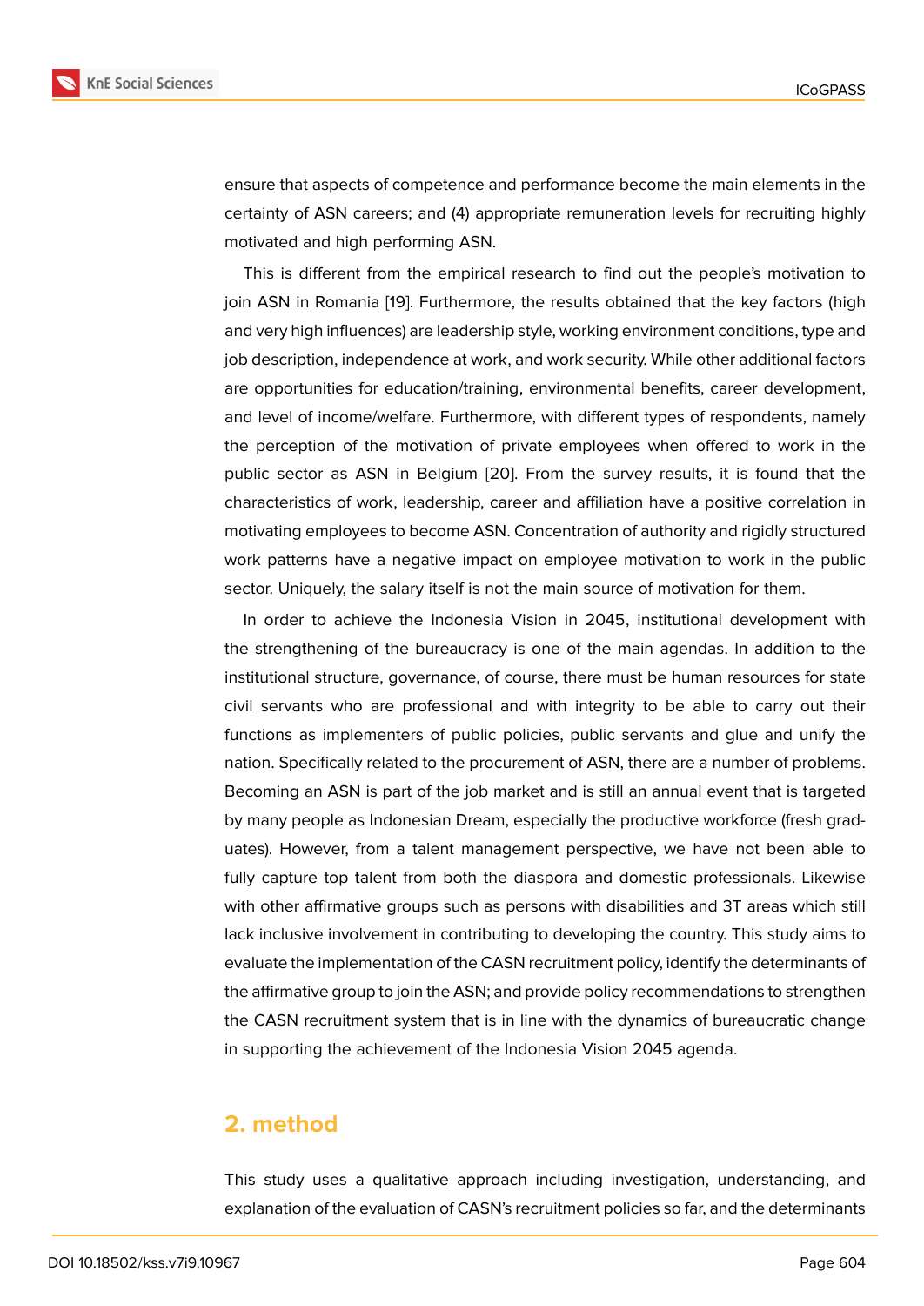ensure that aspects of competence and performance become the main elements in the certainty of ASN careers; and (4) appropriate remuneration levels for recruiting highly motivated and high performing ASN.

This is different from the empirical research to find out the people's motivation to join ASN in Romania [19]. Furthermore, the results obtained that the key factors (high and very high influences) are leadership style, working environment conditions, type and job description, independence at work, and work security. While other additional factors are opportunities for education/training, environmental benefits, career development, and level of income/welfare. Furthermore, with different types of respondents, namely the perception of the motivation of private employees when offered to work in the public sector as ASN in Belgium [20]. From the survey results, it is found that the characteristics of work, leadership, career and affiliation have a positive correlation in motivating employees to become ASN. Concentration of authority and rigidly structured work patterns have a negative impact on employee motivation to work in the public sector. Uniquely, the salary itself is not the main source of motivation for them.

In order to achieve the Indonesia Vision in 2045, institutional development with the strengthening of the bureaucracy is one of the main agendas. In addition to the institutional structure, governance, of course, there must be human resources for state civil servants who are professional and with integrity to be able to carry out their functions as implementers of public policies, public servants and glue and unify the nation. Specifically related to the procurement of ASN, there are a number of problems. Becoming an ASN is part of the job market and is still an annual event that is targeted by many people as Indonesian Dream, especially the productive workforce (fresh graduates). However, from a talent management perspective, we have not been able to fully capture top talent from both the diaspora and domestic professionals. Likewise with other affirmative groups such as persons with disabilities and 3T areas which still lack inclusive involvement in contributing to developing the country. This study aims to evaluate the implementation of the CASN recruitment policy, identify the determinants of the affirmative group to join the ASN; and provide policy recommendations to strengthen the CASN recruitment system that is in line with the dynamics of bureaucratic change in supporting the achievement of the Indonesia Vision 2045 agenda.

## 2. method

This study uses a qualitative approach including investigation, understanding, and explanation of the evaluation of CASN's recruitment policies so far, and the determinants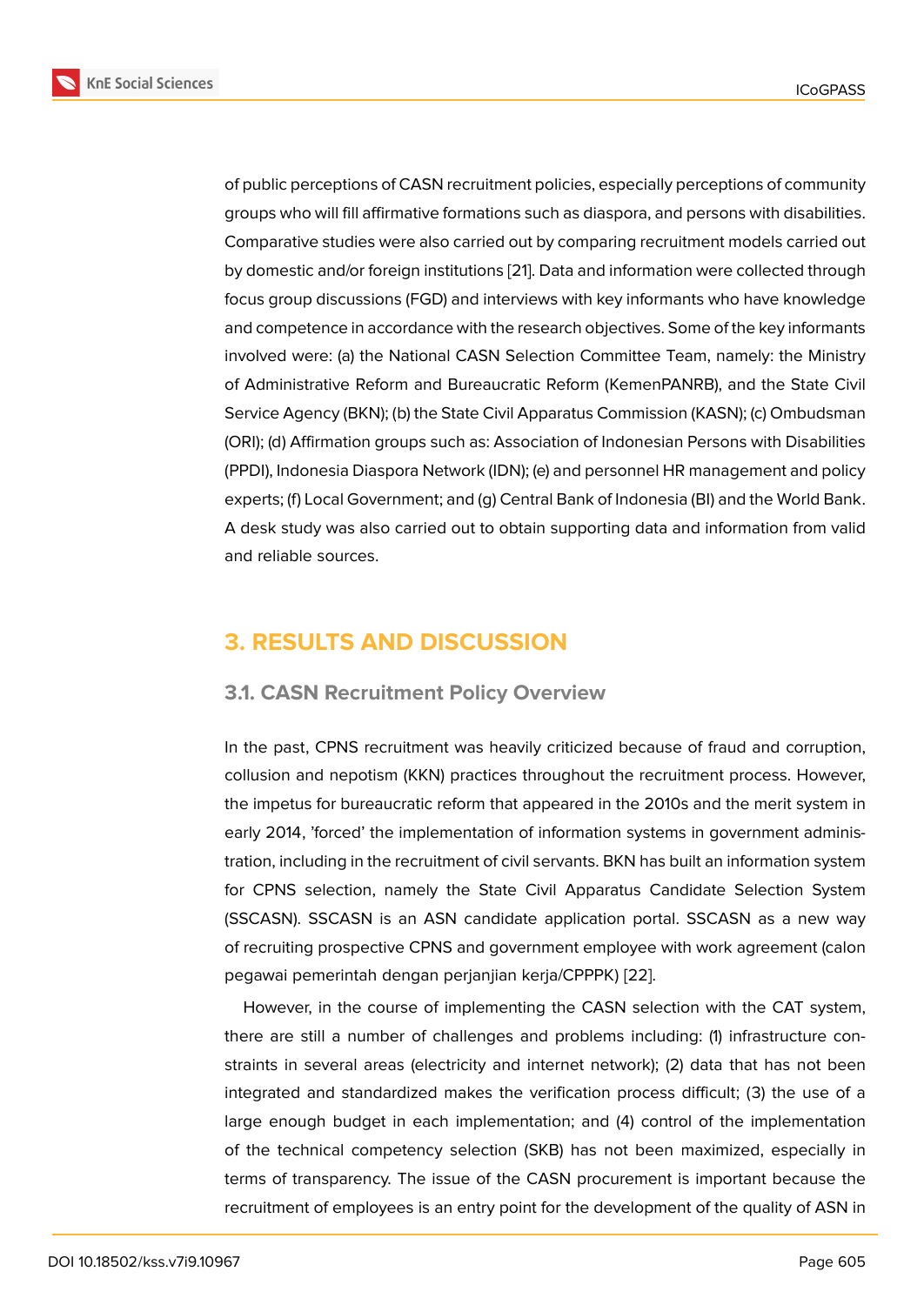of public perceptions of CASN recruitment policies, especially perceptions of community groups who will fill affirmative formations such as diaspora, and persons with disabilities. Comparative studies were also carried out by comparing recruitment models carried out by domestic and/or foreign institutions [21]. Data and information were collected through focus group discussions (FGD) and interviews with key informants who have knowledge and competence in accordance with the research objectives. Some of the key informants involved were: (a) the National CASN Selection Committee Team, namely: the Ministry of Administrative Reform and Bureaucratic Reform (KemenPANRB), and the State Civil Service Agency (BKN); (b) the State Civil Apparatus Commission (KASN); (c) Ombudsman (ORI); (d) Affirmation groups such as: Association of Indonesian Persons with Disabilities (PPDI), Indonesia Diaspora Network (IDN); (e) and personnel HR management and policy experts; (f) Local Government; and (g) Central Bank of Indonesia (BI) and the World Bank. A desk study was also carried out to obtain supporting data and information from valid and reliable sources.

# 3. RESULTS AND DISCUSSION

## 3.1. CASN Recruitment Policy Overview

In the past, CPNS recruitment was heavily criticized because of fraud and corruption, collusion and nepotism (KKN) practices throughout the recruitment process. However, the impetus for bureaucratic reform that appeared in the 2010s and the merit system in early 2014, 'forced' the implementation of information systems in government administration, including in the recruitment of civil servants. BKN has built an information system for CPNS selection, namely the State Civil Apparatus Candidate Selection System (SSCASN). SSCASN is an ASN candidate application portal. SSCASN as a new way of recruiting prospective CPNS and government employee with work agreement (calon pegawai pemerintah dengan perjanjian kerja/CPPPK) [22].

However, in the course of implementing the CASN selection with the CAT system, there are still a number of challenges and problems including: (1) infrastructure constraints in several areas (electricity and internet network); (2) data that has not been integrated and standardized makes the verification process difficult; (3) the use of a large enough budget in each implementation; and (4) control of the implementation of the technical competency selection (SKB) has not been maximized, especially in terms of transparency. The issue of the CASN procurement is important because the recruitment of employees is an entry point for the development of the quality of ASN in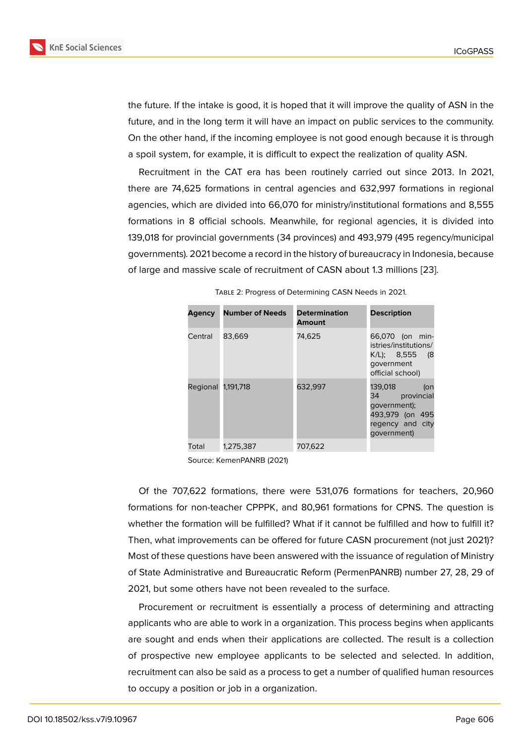the future. If the intake is good, it is hoped that it will improve the quality of ASN in the future, and in the long term it will have an impact on public services to the community. On the other hand, if the incoming employee is not good enough because it is through a spoil system, for example, it is difficult to expect the realization of quality ASN.

Recruitment in the CAT era has been routinely carried out since 2013. In 2021, there are 74,625 formations in central agencies and 632,997 formations in regional agencies, which are divided into 66,070 for ministry/institutional formations and 8,555 formations in 8 official schools. Meanwhile, for regional agencies, it is divided into 139,018 for provincial governments (34 provinces) and 493,979 (495 regency/municipal governments). 2021 become a record in the history of bureaucracy in Indonesia, because of large and massive scale of recruitment of CASN about 1.3 millions [23].

Table 2: Progress of Determining CASN Needs in 2021.

| Agency | Number of Needs | Determination Amount | Description |
|---|---|---|---|
| Central | 83,669 | 74,625 | 66,070 (on ministries/institutions/ K/L); 8,555 (8 government official school) |
| Regional | 1,191,718 | 632,997 | 139,018 (on 34 provincial government); 493,979 (on 495 regency and city government) |
| Total | 1,275,387 | 707,622 | |

Source: KemenPANRB (2021)

Of the 707,622 formations, there were 531,076 formations for teachers, 20,960 formations for non-teacher CPPPK, and 80,961 formations for CPNS. The question is whether the formation will be fulfilled? What if it cannot be fulfilled and how to fulfill it? Then, what improvements can be offered for future CASN procurement (not just 2021)? Most of these questions have been answered with the issuance of regulation of Ministry of State Administrative and Bureaucratic Reform (PermenPANRB) number 27, 28, 29 of 2021, but some others have not been revealed to the surface.

Procurement or recruitment is essentially a process of determining and attracting applicants who are able to work in a organization. This process begins when applicants are sought and ends when their applications are collected. The result is a collection of prospective new employee applicants to be selected and selected. In addition, recruitment can also be said as a process to get a number of qualified human resources to occupy a position or job in a organization.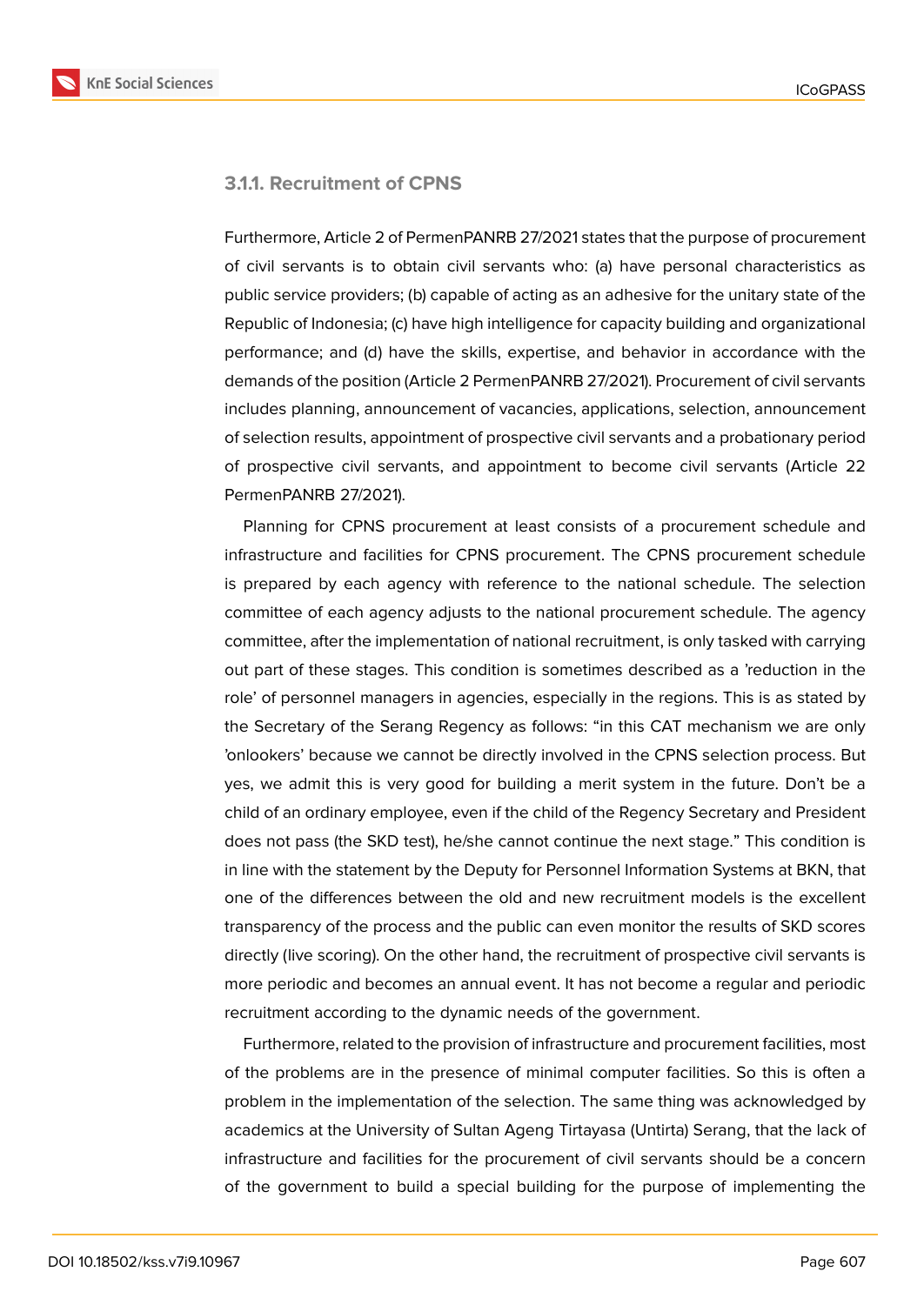#### 3.1.1. Recruitment of CPNS

Furthermore, Article 2 of PermenPANRB 27/2021 states that the purpose of procurement of civil servants is to obtain civil servants who: (a) have personal characteristics as public service providers; (b) capable of acting as an adhesive for the unitary state of the Republic of Indonesia; (c) have high intelligence for capacity building and organizational performance; and (d) have the skills, expertise, and behavior in accordance with the demands of the position (Article 2 PermenPANRB 27/2021). Procurement of civil servants includes planning, announcement of vacancies, applications, selection, announcement of selection results, appointment of prospective civil servants and a probationary period of prospective civil servants, and appointment to become civil servants (Article 22 PermenPANRB 27/2021).

Planning for CPNS procurement at least consists of a procurement schedule and infrastructure and facilities for CPNS procurement. The CPNS procurement schedule is prepared by each agency with reference to the national schedule. The selection committee of each agency adjusts to the national procurement schedule. The agency committee, after the implementation of national recruitment, is only tasked with carrying out part of these stages. This condition is sometimes described as a 'reduction in the role' of personnel managers in agencies, especially in the regions. This is as stated by the Secretary of the Serang Regency as follows: "in this CAT mechanism we are only 'onlookers' because we cannot be directly involved in the CPNS selection process. But yes, we admit this is very good for building a merit system in the future. Don't be a child of an ordinary employee, even if the child of the Regency Secretary and President does not pass (the SKD test), he/she cannot continue the next stage." This condition is in line with the statement by the Deputy for Personnel Information Systems at BKN, that one of the differences between the old and new recruitment models is the excellent transparency of the process and the public can even monitor the results of SKD scores directly (live scoring). On the other hand, the recruitment of prospective civil servants is more periodic and becomes an annual event. It has not become a regular and periodic recruitment according to the dynamic needs of the government.

Furthermore, related to the provision of infrastructure and procurement facilities, most of the problems are in the presence of minimal computer facilities. So this is often a problem in the implementation of the selection. The same thing was acknowledged by academics at the University of Sultan Ageng Tirtayasa (Untirta) Serang, that the lack of infrastructure and facilities for the procurement of civil servants should be a concern of the government to build a special building for the purpose of implementing the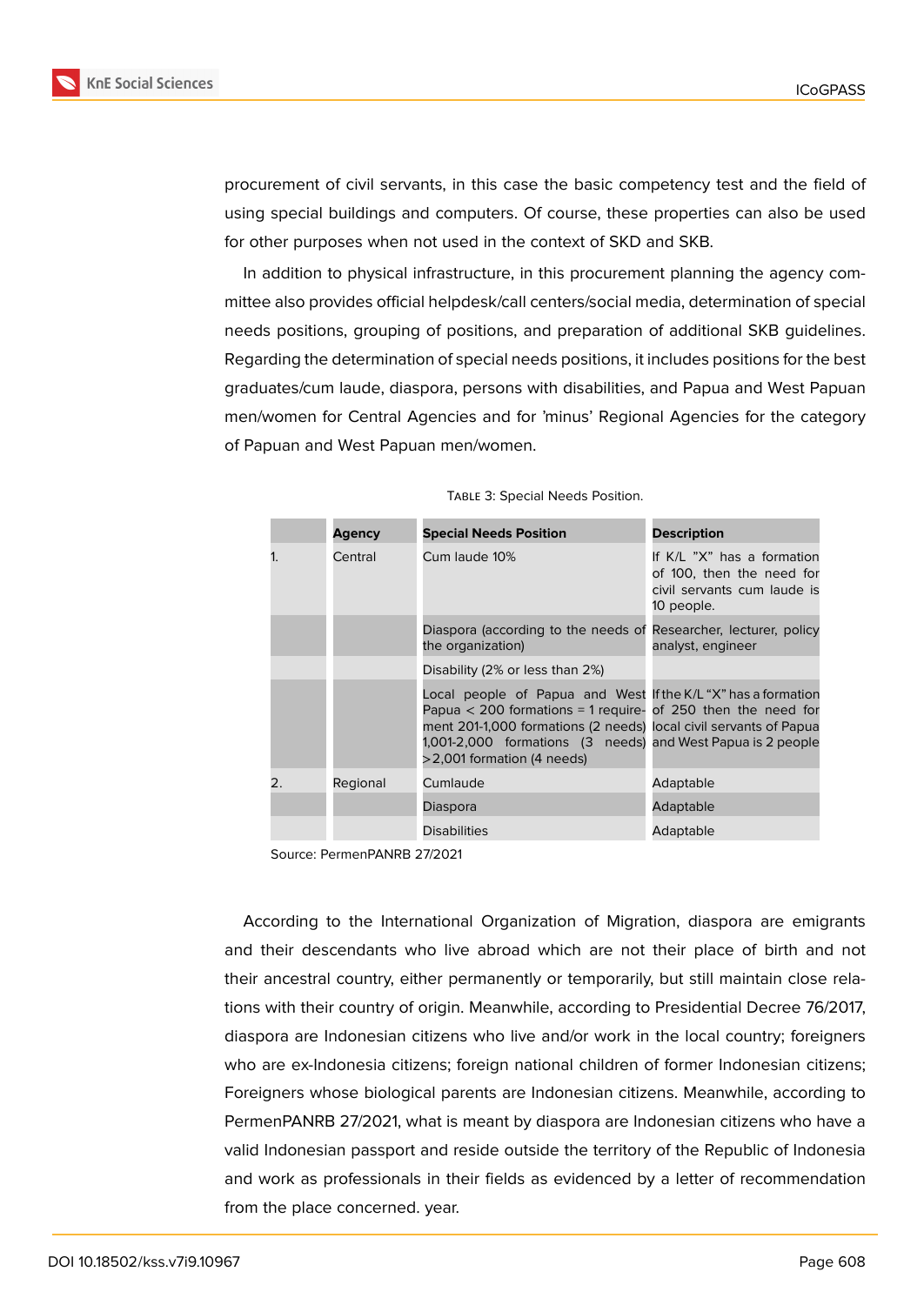procurement of civil servants, in this case the basic competency test and the field of using special buildings and computers. Of course, these properties can also be used for other purposes when not used in the context of SKD and SKB.

In addition to physical infrastructure, in this procurement planning the agency committee also provides official helpdesk/call centers/social media, determination of special needs positions, grouping of positions, and preparation of additional SKB guidelines. Regarding the determination of special needs positions, it includes positions for the best graduates/cum laude, diaspora, persons with disabilities, and Papua and West Papuan men/women for Central Agencies and for 'minus' Regional Agencies for the category of Papuan and West Papuan men/women.

Table 3: Special Needs Position.

| | Agency | Special Needs Position | Description |
|---|---|---|---|
| 1. | Central | Cum laude 10% | If K/L "X" has a formation of 100, then the need for civil servants cum laude is 10 people. |
| | | Diaspora (according to the needs of the organization) | Researcher, lecturer, policy analyst, engineer |
| | | Disability (2% or less than 2%) | |
| | | Local people of Papua and West Papua < 200 formations = 1 requirement 201-1,000 formations (2 needs) 1,001-2,000 formations (3 needs) >2,001 formation (4 needs) | If the K/L "X" has a formation of 250 then the need for local civil servants of Papua and West Papua is 2 people |
| 2. | Regional | Cumlaude | Adaptable |
| | | Diaspora | Adaptable |
| | | Disabilities | Adaptable |

Source: PermenPANRB 27/2021

According to the International Organization of Migration, diaspora are emigrants and their descendants who live abroad which are not their place of birth and not their ancestral country, either permanently or temporarily, but still maintain close relations with their country of origin. Meanwhile, according to Presidential Decree 76/2017, diaspora are Indonesian citizens who live and/or work in the local country; foreigners who are ex-Indonesia citizens; foreign national children of former Indonesian citizens; Foreigners whose biological parents are Indonesian citizens. Meanwhile, according to PermenPANRB 27/2021, what is meant by diaspora are Indonesian citizens who have a valid Indonesian passport and reside outside the territory of the Republic of Indonesia and work as professionals in their fields as evidenced by a letter of recommendation from the place concerned. year.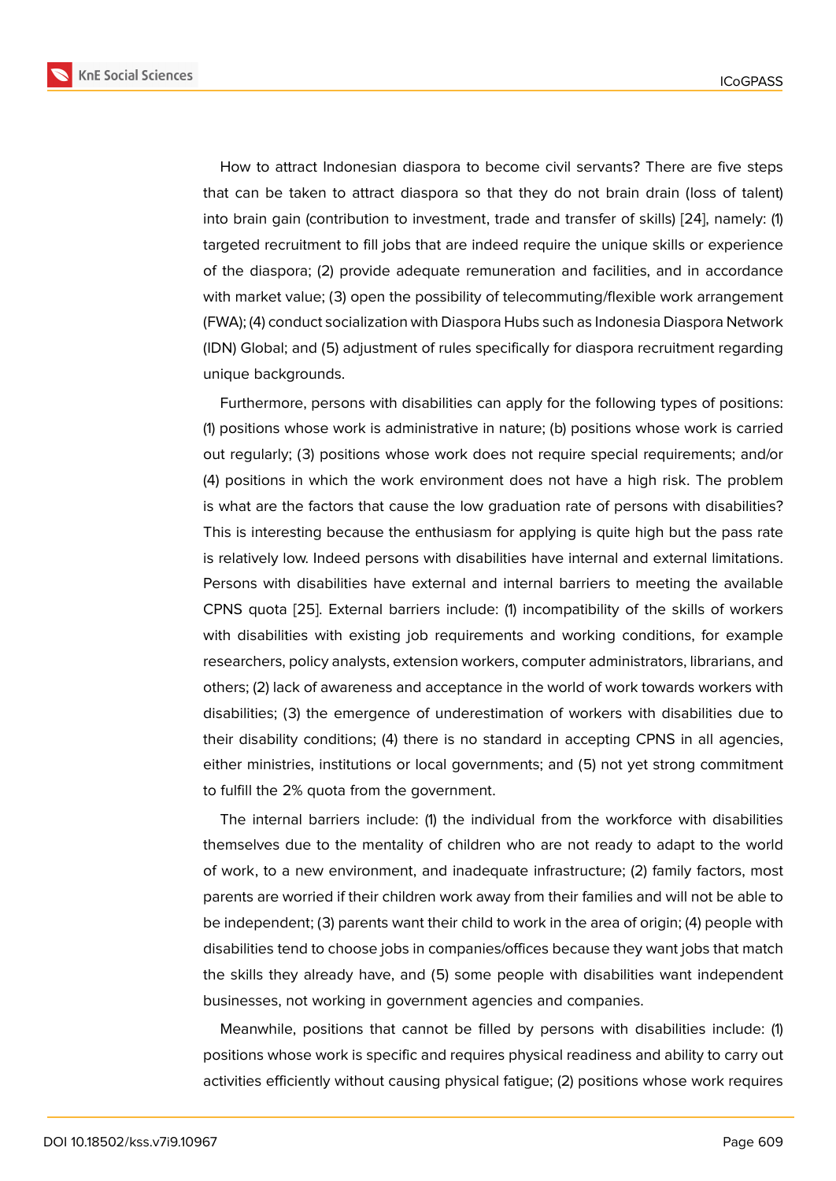How to attract Indonesian diaspora to become civil servants? There are five steps that can be taken to attract diaspora so that they do not brain drain (loss of talent) into brain gain (contribution to investment, trade and transfer of skills) [24], namely: (1) targeted recruitment to fill jobs that are indeed require the unique skills or experience of the diaspora; (2) provide adequate remuneration and facilities, and in accordance with market value; (3) open the possibility of telecommuting/flexible work arrangement (FWA); (4) conduct socialization with Diaspora Hubs such as Indonesia Diaspora Network (IDN) Global; and (5) adjustment of rules specifically for diaspora recruitment regarding unique backgrounds.

Furthermore, persons with disabilities can apply for the following types of positions: (1) positions whose work is administrative in nature; (b) positions whose work is carried out regularly; (3) positions whose work does not require special requirements; and/or (4) positions in which the work environment does not have a high risk. The problem is what are the factors that cause the low graduation rate of persons with disabilities? This is interesting because the enthusiasm for applying is quite high but the pass rate is relatively low. Indeed persons with disabilities have internal and external limitations. Persons with disabilities have external and internal barriers to meeting the available CPNS quota [25]. External barriers include: (1) incompatibility of the skills of workers with disabilities with existing job requirements and working conditions, for example researchers, policy analysts, extension workers, computer administrators, librarians, and others; (2) lack of awareness and acceptance in the world of work towards workers with disabilities; (3) the emergence of underestimation of workers with disabilities due to their disability conditions; (4) there is no standard in accepting CPNS in all agencies, either ministries, institutions or local governments; and (5) not yet strong commitment to fulfill the 2% quota from the government.

The internal barriers include: (1) the individual from the workforce with disabilities themselves due to the mentality of children who are not ready to adapt to the world of work, to a new environment, and inadequate infrastructure; (2) family factors, most parents are worried if their children work away from their families and will not be able to be independent; (3) parents want their child to work in the area of origin; (4) people with disabilities tend to choose jobs in companies/offices because they want jobs that match the skills they already have, and (5) some people with disabilities want independent businesses, not working in government agencies and companies.

Meanwhile, positions that cannot be filled by persons with disabilities include: (1) positions whose work is specific and requires physical readiness and ability to carry out activities efficiently without causing physical fatigue; (2) positions whose work requires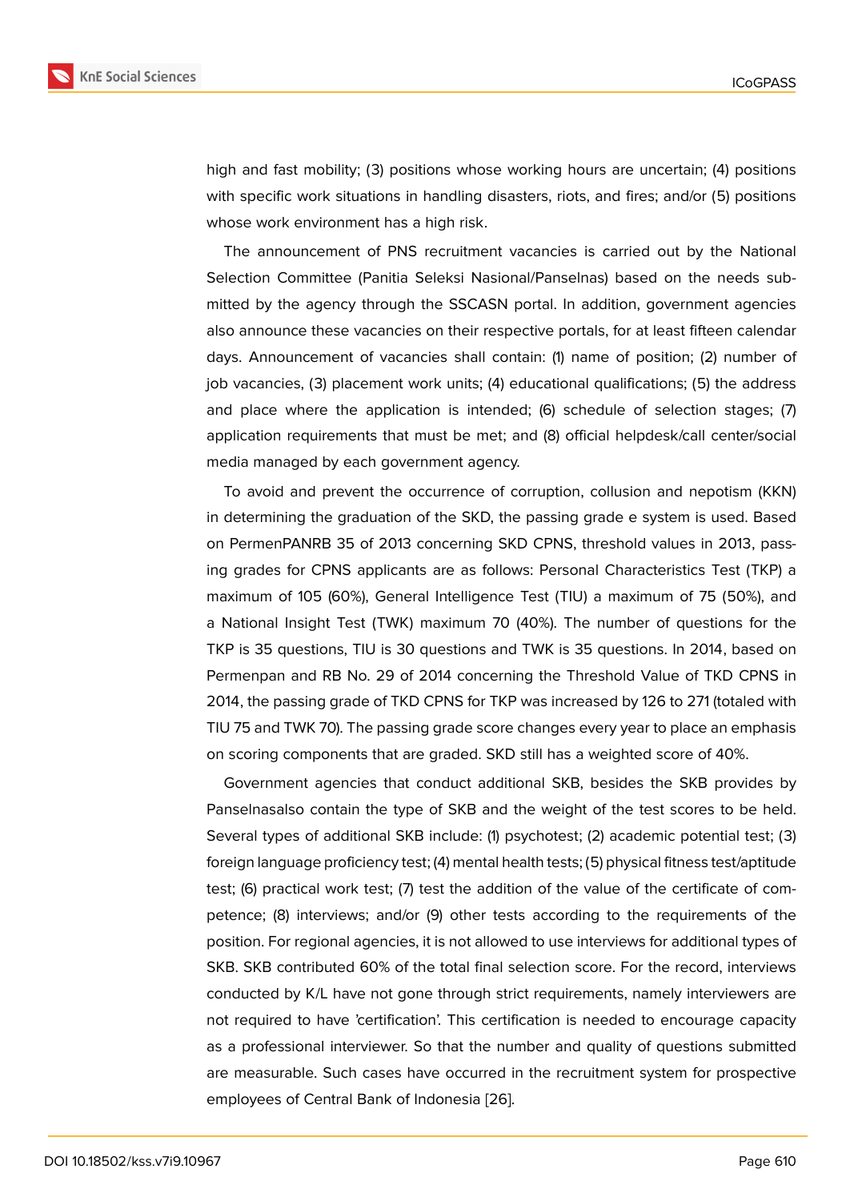high and fast mobility; (3) positions whose working hours are uncertain; (4) positions with specific work situations in handling disasters, riots, and fires; and/or (5) positions whose work environment has a high risk.

The announcement of PNS recruitment vacancies is carried out by the National Selection Committee (Panitia Seleksi Nasional/Panselnas) based on the needs submitted by the agency through the SSCASN portal. In addition, government agencies also announce these vacancies on their respective portals, for at least fifteen calendar days. Announcement of vacancies shall contain: (1) name of position; (2) number of job vacancies, (3) placement work units; (4) educational qualifications; (5) the address and place where the application is intended; (6) schedule of selection stages; (7) application requirements that must be met; and (8) official helpdesk/call center/social media managed by each government agency.

To avoid and prevent the occurrence of corruption, collusion and nepotism (KKN) in determining the graduation of the SKD, the passing grade e system is used. Based on PermenPANRB 35 of 2013 concerning SKD CPNS, threshold values in 2013, passing grades for CPNS applicants are as follows: Personal Characteristics Test (TKP) a maximum of 105 (60%), General Intelligence Test (TIU) a maximum of 75 (50%), and a National Insight Test (TWK) maximum 70 (40%). The number of questions for the TKP is 35 questions, TIU is 30 questions and TWK is 35 questions. In 2014, based on Permenpan and RB No. 29 of 2014 concerning the Threshold Value of TKD CPNS in 2014, the passing grade of TKD CPNS for TKP was increased by 126 to 271 (totaled with TIU 75 and TWK 70). The passing grade score changes every year to place an emphasis on scoring components that are graded. SKD still has a weighted score of 40%.

Government agencies that conduct additional SKB, besides the SKB provides by Panselnasalso contain the type of SKB and the weight of the test scores to be held. Several types of additional SKB include: (1) psychotest; (2) academic potential test; (3) foreign language proficiency test; (4) mental health tests; (5) physical fitness test/aptitude test; (6) practical work test; (7) test the addition of the value of the certificate of competence; (8) interviews; and/or (9) other tests according to the requirements of the position. For regional agencies, it is not allowed to use interviews for additional types of SKB. SKB contributed 60% of the total final selection score. For the record, interviews conducted by K/L have not gone through strict requirements, namely interviewers are not required to have 'certification'. This certification is needed to encourage capacity as a professional interviewer. So that the number and quality of questions submitted are measurable. Such cases have occurred in the recruitment system for prospective employees of Central Bank of Indonesia [26].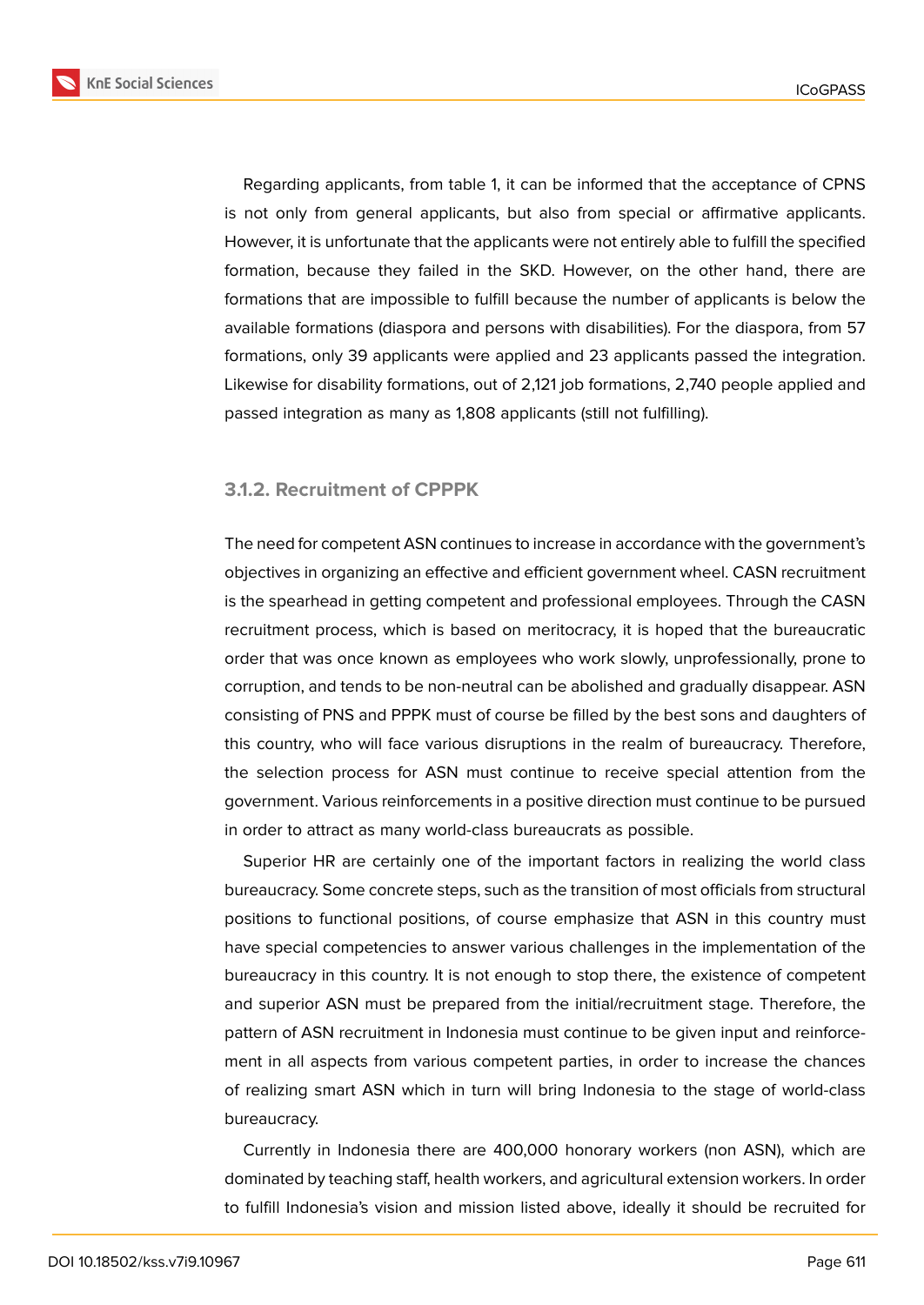Regarding applicants, from table 1, it can be informed that the acceptance of CPNS is not only from general applicants, but also from special or affirmative applicants. However, it is unfortunate that the applicants were not entirely able to fulfill the specified formation, because they failed in the SKD. However, on the other hand, there are formations that are impossible to fulfill because the number of applicants is below the available formations (diaspora and persons with disabilities). For the diaspora, from 57 formations, only 39 applicants were applied and 23 applicants passed the integration. Likewise for disability formations, out of 2,121 job formations, 2,740 people applied and passed integration as many as 1,808 applicants (still not fulfilling).

### 3.1.2. Recruitment of CPPPK

The need for competent ASN continues to increase in accordance with the government's objectives in organizing an effective and efficient government wheel. CASN recruitment is the spearhead in getting competent and professional employees. Through the CASN recruitment process, which is based on meritocracy, it is hoped that the bureaucratic order that was once known as employees who work slowly, unprofessionally, prone to corruption, and tends to be non-neutral can be abolished and gradually disappear. ASN consisting of PNS and PPPK must of course be filled by the best sons and daughters of this country, who will face various disruptions in the realm of bureaucracy. Therefore, the selection process for ASN must continue to receive special attention from the government. Various reinforcements in a positive direction must continue to be pursued in order to attract as many world-class bureaucrats as possible.

Superior HR are certainly one of the important factors in realizing the world class bureaucracy. Some concrete steps, such as the transition of most officials from structural positions to functional positions, of course emphasize that ASN in this country must have special competencies to answer various challenges in the implementation of the bureaucracy in this country. It is not enough to stop there, the existence of competent and superior ASN must be prepared from the initial/recruitment stage. Therefore, the pattern of ASN recruitment in Indonesia must continue to be given input and reinforcement in all aspects from various competent parties, in order to increase the chances of realizing smart ASN which in turn will bring Indonesia to the stage of world-class bureaucracy.

Currently in Indonesia there are 400,000 honorary workers (non ASN), which are dominated by teaching staff, health workers, and agricultural extension workers. In order to fulfill Indonesia's vision and mission listed above, ideally it should be recruited for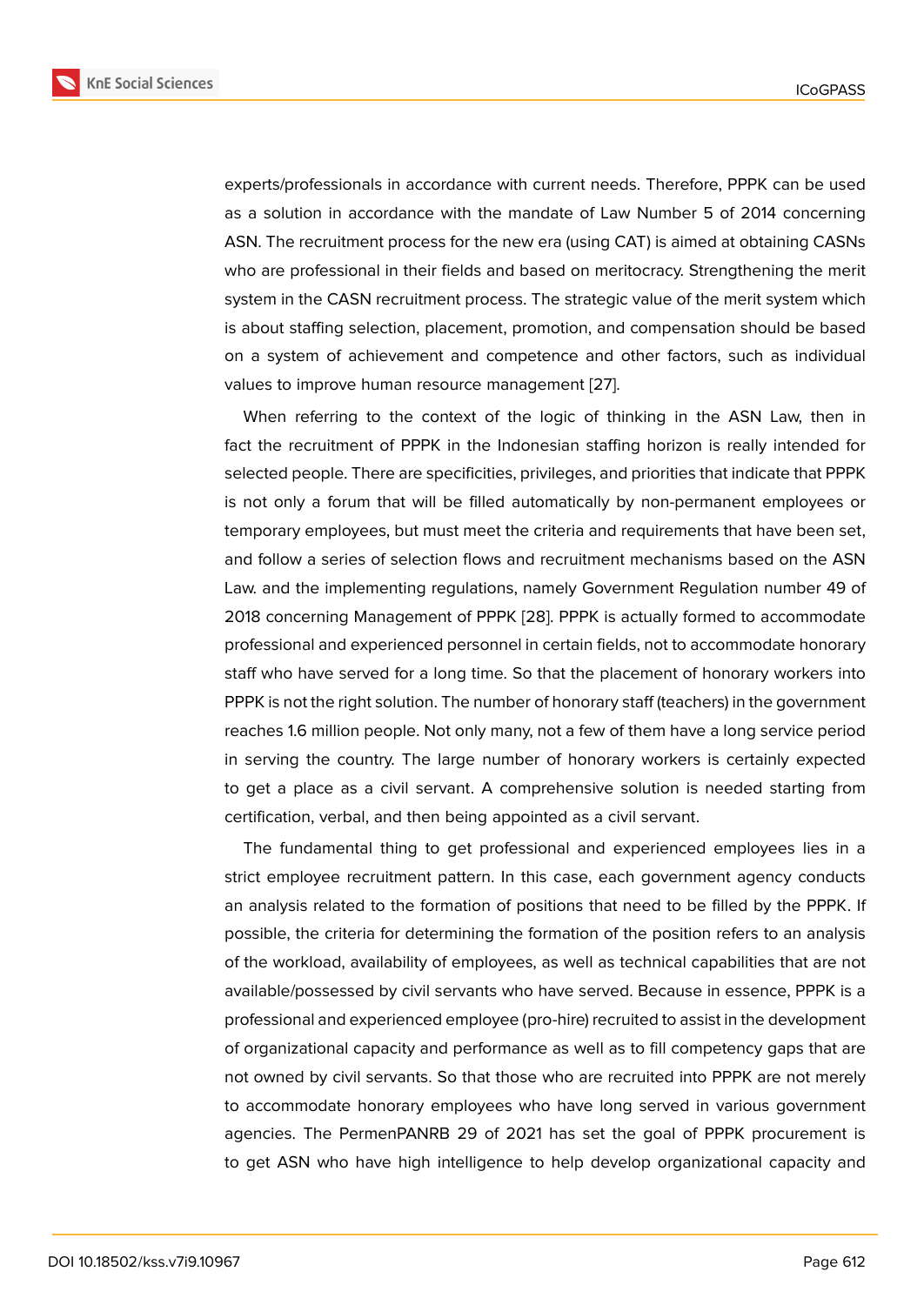experts/professionals in accordance with current needs. Therefore, PPPK can be used as a solution in accordance with the mandate of Law Number 5 of 2014 concerning ASN. The recruitment process for the new era (using CAT) is aimed at obtaining CASNs who are professional in their fields and based on meritocracy. Strengthening the merit system in the CASN recruitment process. The strategic value of the merit system which is about staffing selection, placement, promotion, and compensation should be based on a system of achievement and competence and other factors, such as individual values to improve human resource management [27].

When referring to the context of the logic of thinking in the ASN Law, then in fact the recruitment of PPPK in the Indonesian staffing horizon is really intended for selected people. There are specificities, privileges, and priorities that indicate that PPPK is not only a forum that will be filled automatically by non-permanent employees or temporary employees, but must meet the criteria and requirements that have been set, and follow a series of selection flows and recruitment mechanisms based on the ASN Law. and the implementing regulations, namely Government Regulation number 49 of 2018 concerning Management of PPPK [28]. PPPK is actually formed to accommodate professional and experienced personnel in certain fields, not to accommodate honorary staff who have served for a long time. So that the placement of honorary workers into PPPK is not the right solution. The number of honorary staff (teachers) in the government reaches 1.6 million people. Not only many, not a few of them have a long service period in serving the country. The large number of honorary workers is certainly expected to get a place as a civil servant. A comprehensive solution is needed starting from certification, verbal, and then being appointed as a civil servant.

The fundamental thing to get professional and experienced employees lies in a strict employee recruitment pattern. In this case, each government agency conducts an analysis related to the formation of positions that need to be filled by the PPPK. If possible, the criteria for determining the formation of the position refers to an analysis of the workload, availability of employees, as well as technical capabilities that are not available/possessed by civil servants who have served. Because in essence, PPPK is a professional and experienced employee (pro-hire) recruited to assist in the development of organizational capacity and performance as well as to fill competency gaps that are not owned by civil servants. So that those who are recruited into PPPK are not merely to accommodate honorary employees who have long served in various government agencies. The PermenPANRB 29 of 2021 has set the goal of PPPK procurement is to get ASN who have high intelligence to help develop organizational capacity and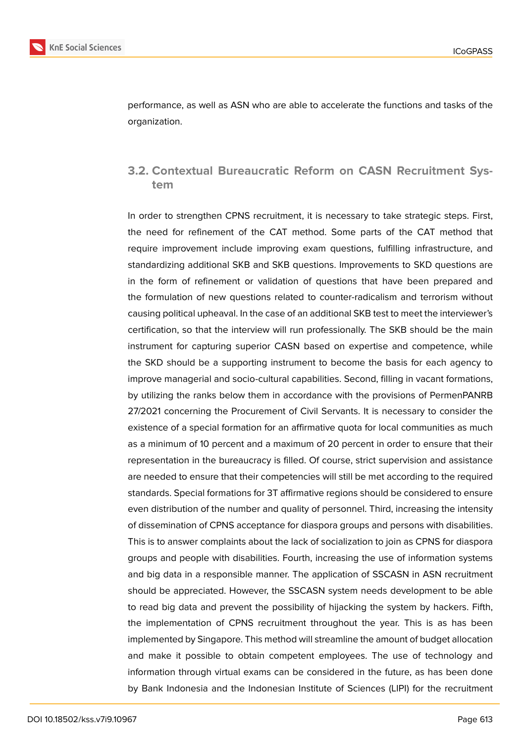performance, as well as ASN who are able to accelerate the functions and tasks of the organization.

## 3.2. Contextual Bureaucratic Reform on CASN Recruitment System

In order to strengthen CPNS recruitment, it is necessary to take strategic steps. First, the need for refinement of the CAT method. Some parts of the CAT method that require improvement include improving exam questions, fulfilling infrastructure, and standardizing additional SKB and SKB questions. Improvements to SKD questions are in the form of refinement or validation of questions that have been prepared and the formulation of new questions related to counter-radicalism and terrorism without causing political upheaval. In the case of an additional SKB test to meet the interviewer's certification, so that the interview will run professionally. The SKB should be the main instrument for capturing superior CASN based on expertise and competence, while the SKD should be a supporting instrument to become the basis for each agency to improve managerial and socio-cultural capabilities. Second, filling in vacant formations, by utilizing the ranks below them in accordance with the provisions of PermenPANRB 27/2021 concerning the Procurement of Civil Servants. It is necessary to consider the existence of a special formation for an affirmative quota for local communities as much as a minimum of 10 percent and a maximum of 20 percent in order to ensure that their representation in the bureaucracy is filled. Of course, strict supervision and assistance are needed to ensure that their competencies will still be met according to the required standards. Special formations for 3T affirmative regions should be considered to ensure even distribution of the number and quality of personnel. Third, increasing the intensity of dissemination of CPNS acceptance for diaspora groups and persons with disabilities. This is to answer complaints about the lack of socialization to join as CPNS for diaspora groups and people with disabilities. Fourth, increasing the use of information systems and big data in a responsible manner. The application of SSCASN in ASN recruitment should be appreciated. However, the SSCASN system needs development to be able to read big data and prevent the possibility of hijacking the system by hackers. Fifth, the implementation of CPNS recruitment throughout the year. This is as has been implemented by Singapore. This method will streamline the amount of budget allocation and make it possible to obtain competent employees. The use of technology and information through virtual exams can be considered in the future, as has been done by Bank Indonesia and the Indonesian Institute of Sciences (LIPI) for the recruitment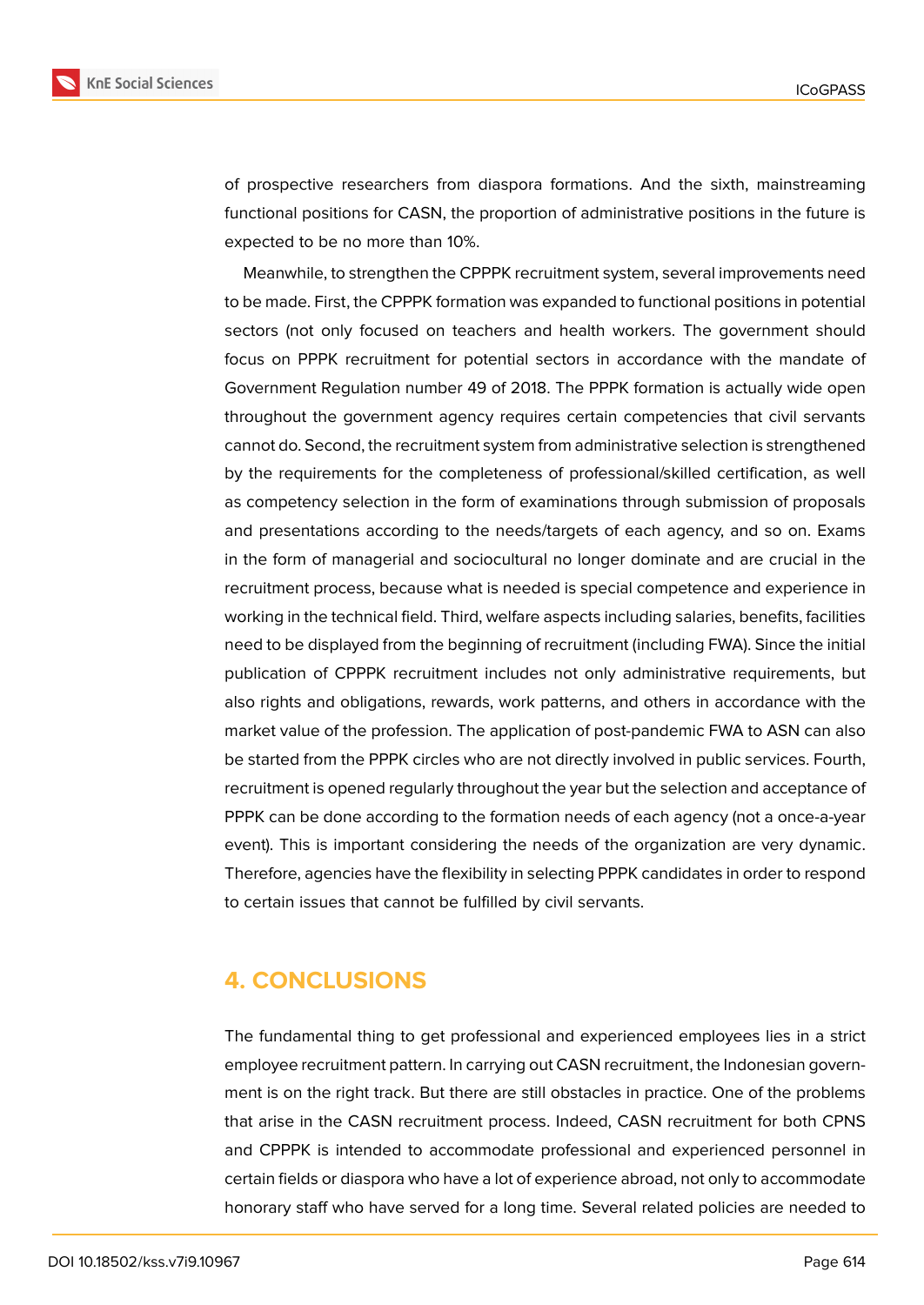of prospective researchers from diaspora formations. And the sixth, mainstreaming functional positions for CASN, the proportion of administrative positions in the future is expected to be no more than 10%.

Meanwhile, to strengthen the CPPPK recruitment system, several improvements need to be made. First, the CPPPK formation was expanded to functional positions in potential sectors (not only focused on teachers and health workers. The government should focus on PPPK recruitment for potential sectors in accordance with the mandate of Government Regulation number 49 of 2018. The PPPK formation is actually wide open throughout the government agency requires certain competencies that civil servants cannot do. Second, the recruitment system from administrative selection is strengthened by the requirements for the completeness of professional/skilled certification, as well as competency selection in the form of examinations through submission of proposals and presentations according to the needs/targets of each agency, and so on. Exams in the form of managerial and sociocultural no longer dominate and are crucial in the recruitment process, because what is needed is special competence and experience in working in the technical field. Third, welfare aspects including salaries, benefits, facilities need to be displayed from the beginning of recruitment (including FWA). Since the initial publication of CPPPK recruitment includes not only administrative requirements, but also rights and obligations, rewards, work patterns, and others in accordance with the market value of the profession. The application of post-pandemic FWA to ASN can also be started from the PPPK circles who are not directly involved in public services. Fourth, recruitment is opened regularly throughout the year but the selection and acceptance of PPPK can be done according to the formation needs of each agency (not a once-a-year event). This is important considering the needs of the organization are very dynamic. Therefore, agencies have the flexibility in selecting PPPK candidates in order to respond to certain issues that cannot be fulfilled by civil servants.

## 4. CONCLUSIONS

The fundamental thing to get professional and experienced employees lies in a strict employee recruitment pattern. In carrying out CASN recruitment, the Indonesian government is on the right track. But there are still obstacles in practice. One of the problems that arise in the CASN recruitment process. Indeed, CASN recruitment for both CPNS and CPPPK is intended to accommodate professional and experienced personnel in certain fields or diaspora who have a lot of experience abroad, not only to accommodate honorary staff who have served for a long time. Several related policies are needed to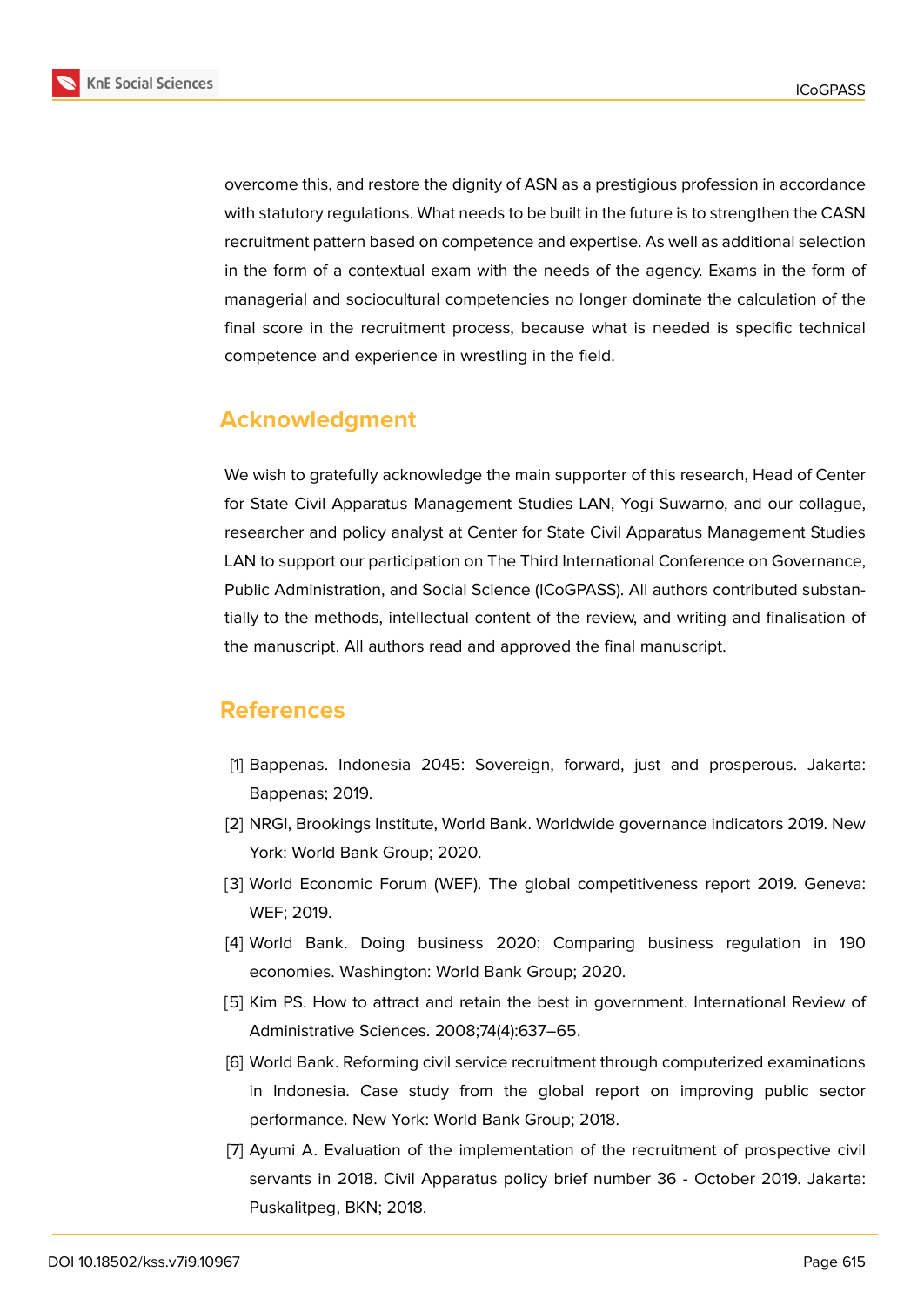overcome this, and restore the dignity of ASN as a prestigious profession in accordance with statutory regulations. What needs to be built in the future is to strengthen the CASN recruitment pattern based on competence and expertise. As well as additional selection in the form of a contextual exam with the needs of the agency. Exams in the form of managerial and sociocultural competencies no longer dominate the calculation of the final score in the recruitment process, because what is needed is specific technical competence and experience in wrestling in the field.

## Acknowledgment

We wish to gratefully acknowledge the main supporter of this research, Head of Center for State Civil Apparatus Management Studies LAN, Yogi Suwarno, and our collague, researcher and policy analyst at Center for State Civil Apparatus Management Studies LAN to support our participation on The Third International Conference on Governance, Public Administration, and Social Science (ICoGPASS). All authors contributed substantially to the methods, intellectual content of the review, and writing and finalisation of the manuscript. All authors read and approved the final manuscript.

## References

[1] Bappenas. Indonesia 2045: Sovereign, forward, just and prosperous. Jakarta: Bappenas; 2019.

[2] NRGI, Brookings Institute, World Bank. Worldwide governance indicators 2019. New York: World Bank Group; 2020.

[3] World Economic Forum (WEF). The global competitiveness report 2019. Geneva: WEF; 2019.

[4] World Bank. Doing business 2020: Comparing business regulation in 190 economies. Washington: World Bank Group; 2020.

[5] Kim PS. How to attract and retain the best in government. International Review of Administrative Sciences. 2008;74(4):637–65.

[6] World Bank. Reforming civil service recruitment through computerized examinations in Indonesia. Case study from the global report on improving public sector performance. New York: World Bank Group; 2018.

[7] Ayumi A. Evaluation of the implementation of the recruitment of prospective civil servants in 2018. Civil Apparatus policy brief number 36 - October 2019. Jakarta: Puskalitpeg, BKN; 2018.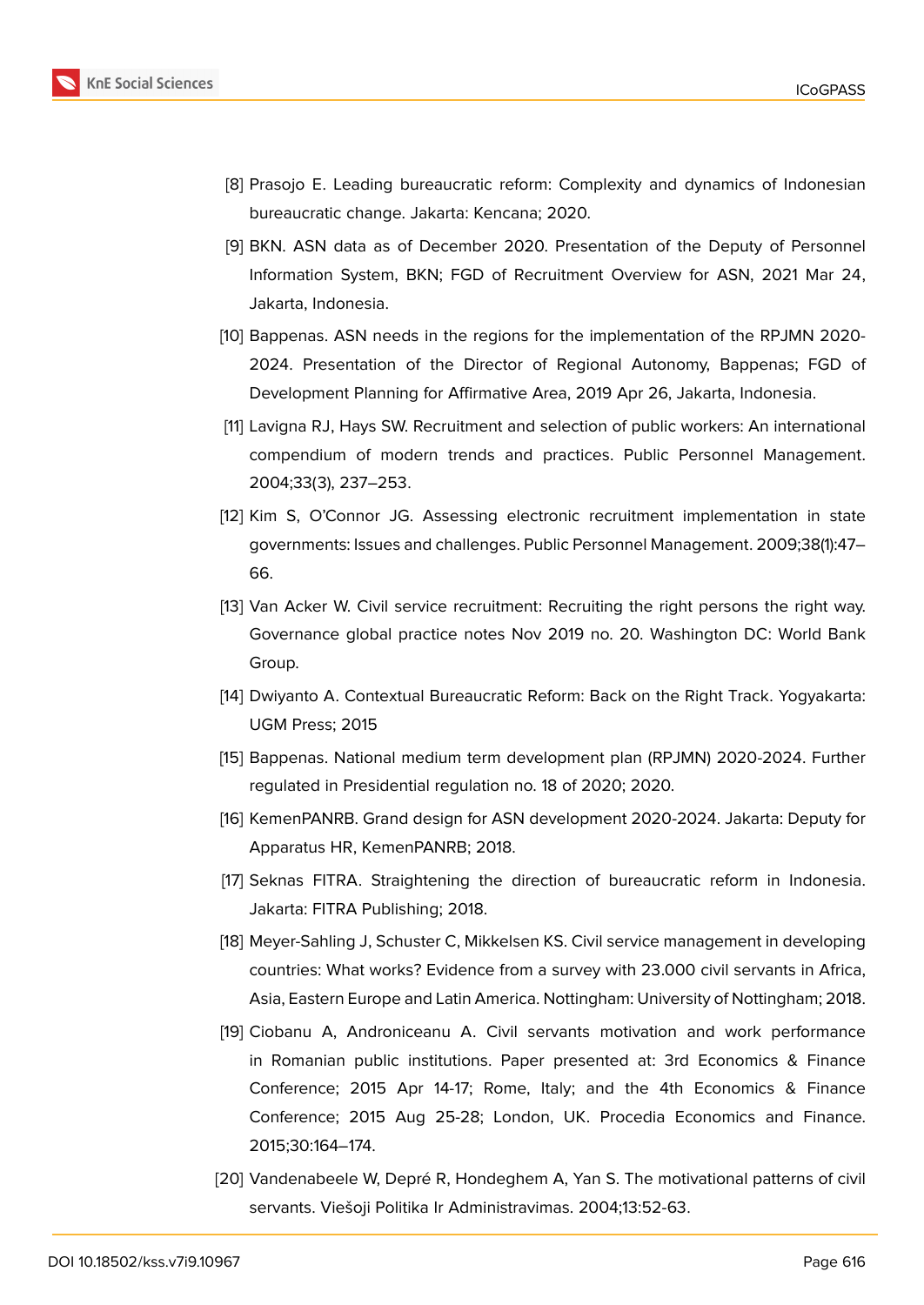[8] Prasojo E. Leading bureaucratic reform: Complexity and dynamics of Indonesian bureaucratic change. Jakarta: Kencana; 2020.

[9] BKN. ASN data as of December 2020. Presentation of the Deputy of Personnel Information System, BKN; FGD of Recruitment Overview for ASN, 2021 Mar 24, Jakarta, Indonesia.

[10] Bappenas. ASN needs in the regions for the implementation of the RPJMN 2020-2024. Presentation of the Director of Regional Autonomy, Bappenas; FGD of Development Planning for Affirmative Area, 2019 Apr 26, Jakarta, Indonesia.

[11] Lavigna RJ, Hays SW. Recruitment and selection of public workers: An international compendium of modern trends and practices. Public Personnel Management. 2004;33(3), 237–253.

[12] Kim S, O'Connor JG. Assessing electronic recruitment implementation in state governments: Issues and challenges. Public Personnel Management. 2009;38(1):47–66.

[13] Van Acker W. Civil service recruitment: Recruiting the right persons the right way. Governance global practice notes Nov 2019 no. 20. Washington DC: World Bank Group.

[14] Dwiyanto A. Contextual Bureaucratic Reform: Back on the Right Track. Yogyakarta: UGM Press; 2015

[15] Bappenas. National medium term development plan (RPJMN) 2020-2024. Further regulated in Presidential regulation no. 18 of 2020; 2020.

[16] KemenPANRB. Grand design for ASN development 2020-2024. Jakarta: Deputy for Apparatus HR, KemenPANRB; 2018.

[17] Seknas FITRA. Straightening the direction of bureaucratic reform in Indonesia. Jakarta: FITRA Publishing; 2018.

[18] Meyer-Sahling J, Schuster C, Mikkelsen KS. Civil service management in developing countries: What works? Evidence from a survey with 23.000 civil servants in Africa, Asia, Eastern Europe and Latin America. Nottingham: University of Nottingham; 2018.

[19] Ciobanu A, Androniceanu A. Civil servants motivation and work performance in Romanian public institutions. Paper presented at: 3rd Economics & Finance Conference; 2015 Apr 14-17; Rome, Italy; and the 4th Economics & Finance Conference; 2015 Aug 25-28; London, UK. Procedia Economics and Finance. 2015;30:164–174.

[20] Vandenabeele W, Depré R, Hondeghem A, Yan S. The motivational patterns of civil servants. Viešoji Politika Ir Administravimas. 2004;13:52-63.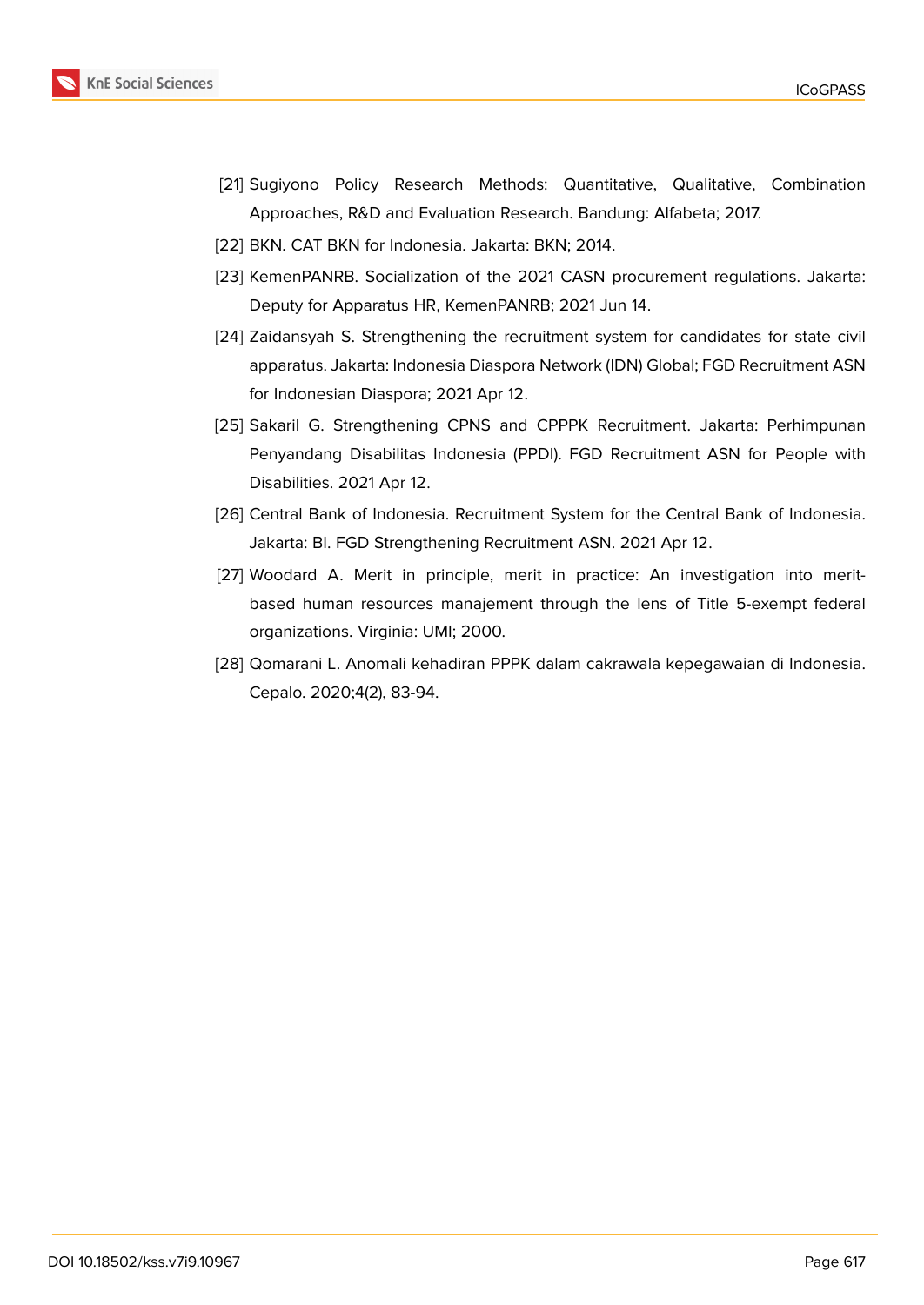[21] Sugiyono Policy Research Methods: Quantitative, Qualitative, Combination Approaches, R&D and Evaluation Research. Bandung: Alfabeta; 2017.

[22] BKN. CAT BKN for Indonesia. Jakarta: BKN; 2014.

[23] KemenPANRB. Socialization of the 2021 CASN procurement regulations. Jakarta: Deputy for Apparatus HR, KemenPANRB; 2021 Jun 14.

[24] Zaidansyah S. Strengthening the recruitment system for candidates for state civil apparatus. Jakarta: Indonesia Diaspora Network (IDN) Global; FGD Recruitment ASN for Indonesian Diaspora; 2021 Apr 12.

[25] Sakaril G. Strengthening CPNS and CPPPK Recruitment. Jakarta: Perhimpunan Penyandang Disabilitas Indonesia (PPDI). FGD Recruitment ASN for People with Disabilities. 2021 Apr 12.

[26] Central Bank of Indonesia. Recruitment System for the Central Bank of Indonesia. Jakarta: BI. FGD Strengthening Recruitment ASN. 2021 Apr 12.

[27] Woodard A. Merit in principle, merit in practice: An investigation into merit-based human resources manajement through the lens of Title 5-exempt federal organizations. Virginia: UMI; 2000.

[28] Qomarani L. Anomali kehadiran PPPK dalam cakrawala kepegawaian di Indonesia. Cepalo. 2020;4(2), 83-94.